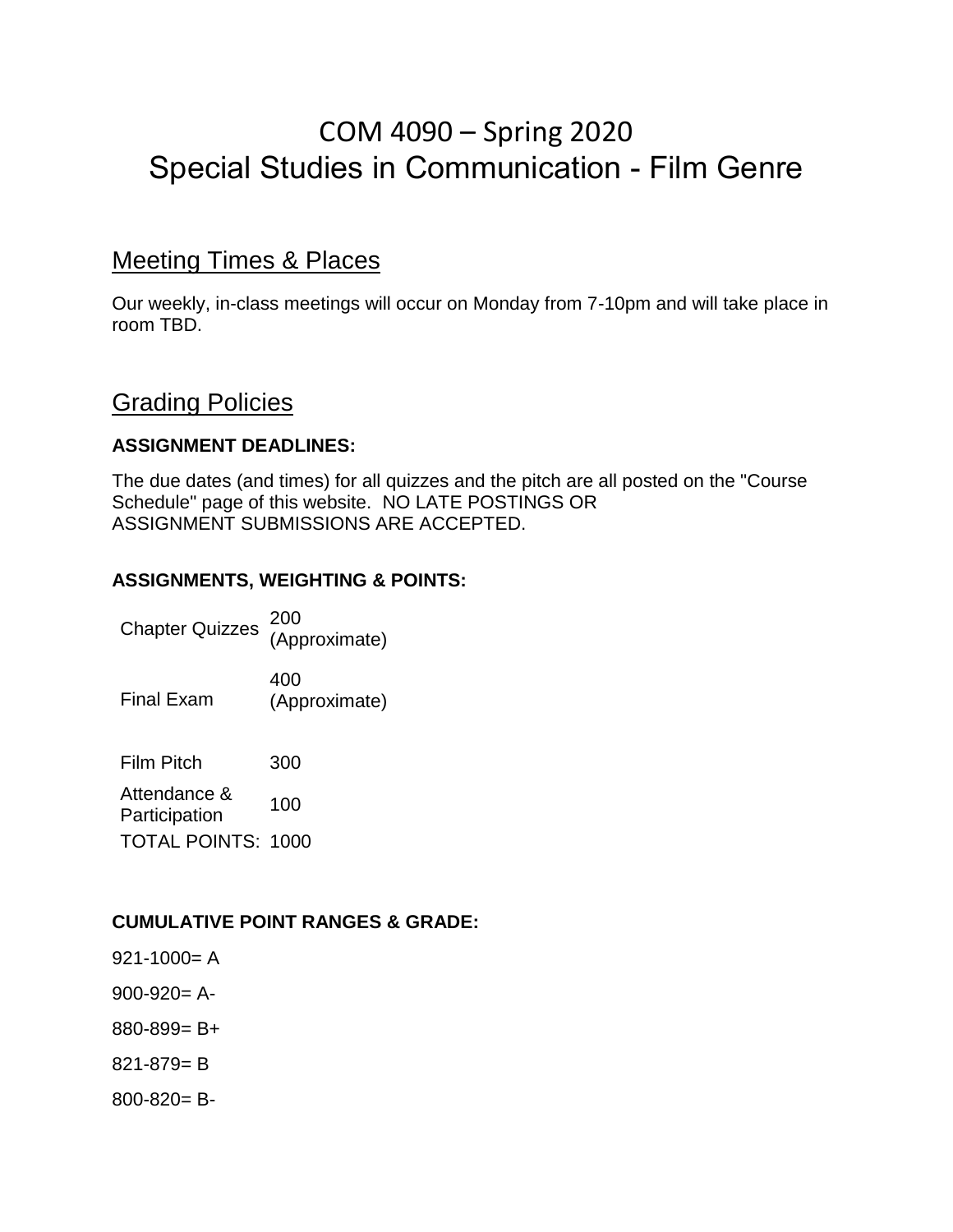# COM 4090 – Spring 2020
# Special Studies in Communication - Film Genre

## Meeting Times & Places

Our weekly, in-class meetings will occur on Monday from 7-10pm and will take place in room TBD.

## Grading Policies

### ASSIGNMENT DEADLINES:

The due dates (and times) for all quizzes and the pitch are all posted on the "Course Schedule" page of this website. NO LATE POSTINGS OR ASSIGNMENT SUBMISSIONS ARE ACCEPTED.

### ASSIGNMENTS, WEIGHTING & POINTS:

| | |
|---|---|
| Chapter Quizzes | 200 (Approximate) |
| Final Exam | 400 (Approximate) |
| Film Pitch | 300 |
| Attendance & Participation | 100 |
| TOTAL POINTS: | 1000 |

### CUMULATIVE POINT RANGES & GRADE:

921-1000= A

900-920= A-

880-899= B+

821-879= B

800-820= B-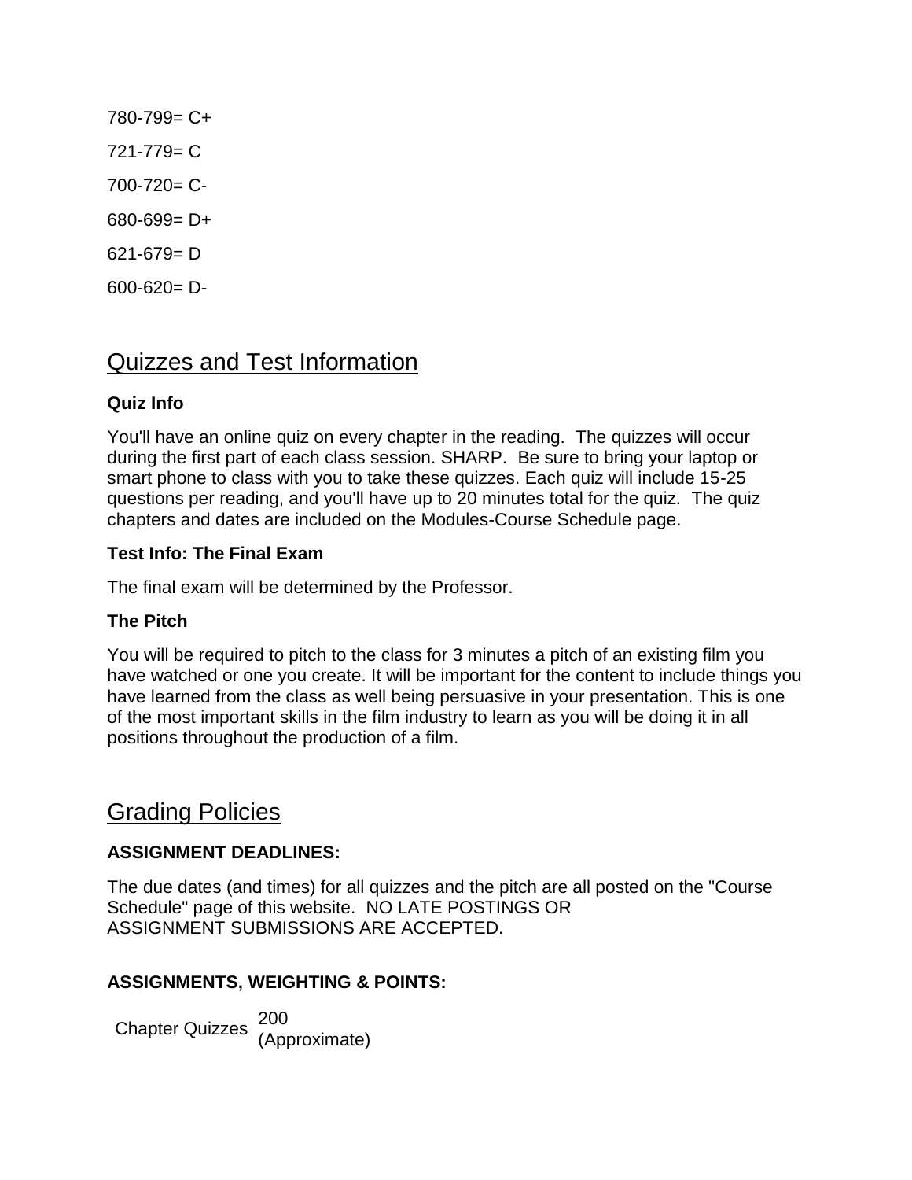780-799= C+

721-779= C

700-720= C-

680-699= D+

621-679= D

600-620= D-

## Quizzes and Test Information

### Quiz Info

You'll have an online quiz on every chapter in the reading.  The quizzes will occur during the first part of each class session. SHARP.  Be sure to bring your laptop or smart phone to class with you to take these quizzes. Each quiz will include 15-25 questions per reading, and you'll have up to 20 minutes total for the quiz.  The quiz chapters and dates are included on the Modules-Course Schedule page.

### Test Info: The Final Exam

The final exam will be determined by the Professor.

### The Pitch

You will be required to pitch to the class for 3 minutes a pitch of an existing film you have watched or one you create. It will be important for the content to include things you have learned from the class as well being persuasive in your presentation. This is one of the most important skills in the film industry to learn as you will be doing it in all positions throughout the production of a film.

## Grading Policies

### ASSIGNMENT DEADLINES:

The due dates (and times) for all quizzes and the pitch are all posted on the "Course Schedule" page of this website.  NO LATE POSTINGS OR ASSIGNMENT SUBMISSIONS ARE ACCEPTED.

### ASSIGNMENTS, WEIGHTING & POINTS:

| Chapter Quizzes | 200 (Approximate) |
|---|---|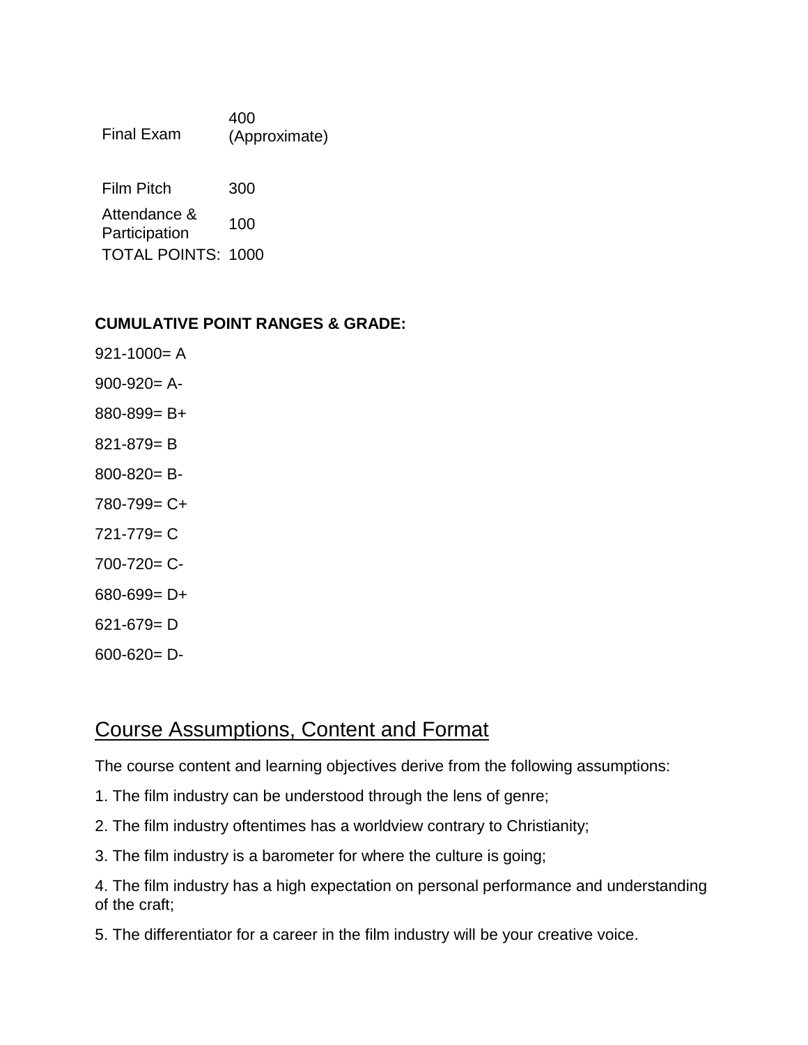| | |
|---|---|
| Final Exam | 400 (Approximate) |
| Film Pitch | 300 |
| Attendance & Participation | 100 |
| TOTAL POINTS: | 1000 |

**CUMULATIVE POINT RANGES & GRADE:**

921-1000= A

900-920= A-

880-899= B+

821-879= B

800-820= B-

780-799= C+

721-779= C

700-720= C-

680-699= D+

621-679= D

600-620= D-

## Course Assumptions, Content and Format

The course content and learning objectives derive from the following assumptions:

1. The film industry can be understood through the lens of genre;

2. The film industry oftentimes has a worldview contrary to Christianity;

3. The film industry is a barometer for where the culture is going;

4. The film industry has a high expectation on personal performance and understanding of the craft;

5. The differentiator for a career in the film industry will be your creative voice.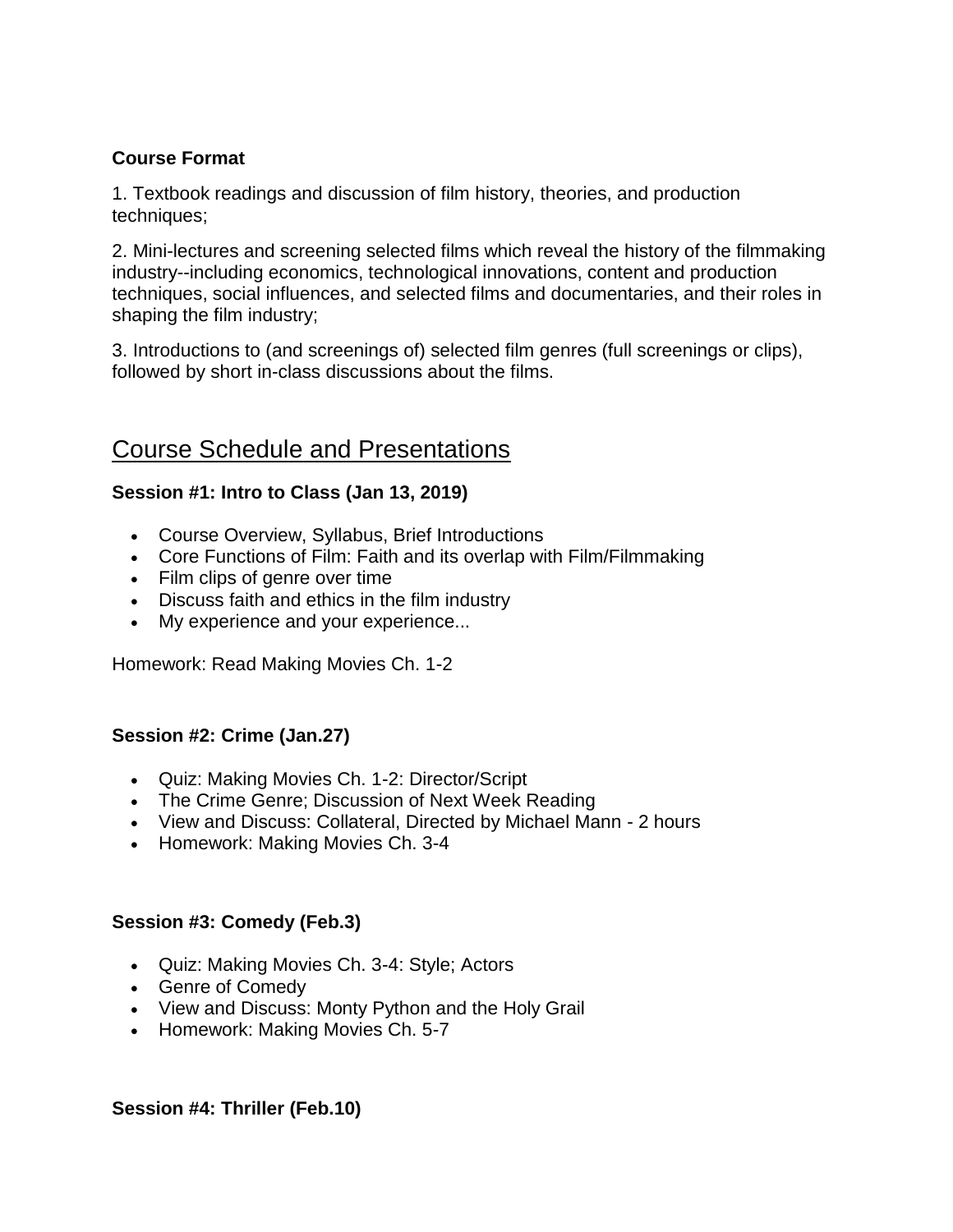**Course Format**

1. Textbook readings and discussion of film history, theories, and production techniques;

2. Mini-lectures and screening selected films which reveal the history of the filmmaking industry--including economics, technological innovations, content and production techniques, social influences, and selected films and documentaries, and their roles in shaping the film industry;

3. Introductions to (and screenings of) selected film genres (full screenings or clips), followed by short in-class discussions about the films.

## Course Schedule and Presentations

**Session #1: Intro to Class (Jan 13, 2019)**

- Course Overview, Syllabus, Brief Introductions
- Core Functions of Film: Faith and its overlap with Film/Filmmaking
- Film clips of genre over time
- Discuss faith and ethics in the film industry
- My experience and your experience...

Homework: Read Making Movies Ch. 1-2

**Session #2: Crime (Jan.27)**

- Quiz: Making Movies Ch. 1-2: Director/Script
- The Crime Genre; Discussion of Next Week Reading
- View and Discuss: Collateral, Directed by Michael Mann - 2 hours
- Homework: Making Movies Ch. 3-4

**Session #3: Comedy (Feb.3)**

- Quiz: Making Movies Ch. 3-4: Style; Actors
- Genre of Comedy
- View and Discuss: Monty Python and the Holy Grail
- Homework: Making Movies Ch. 5-7

**Session #4: Thriller (Feb.10)**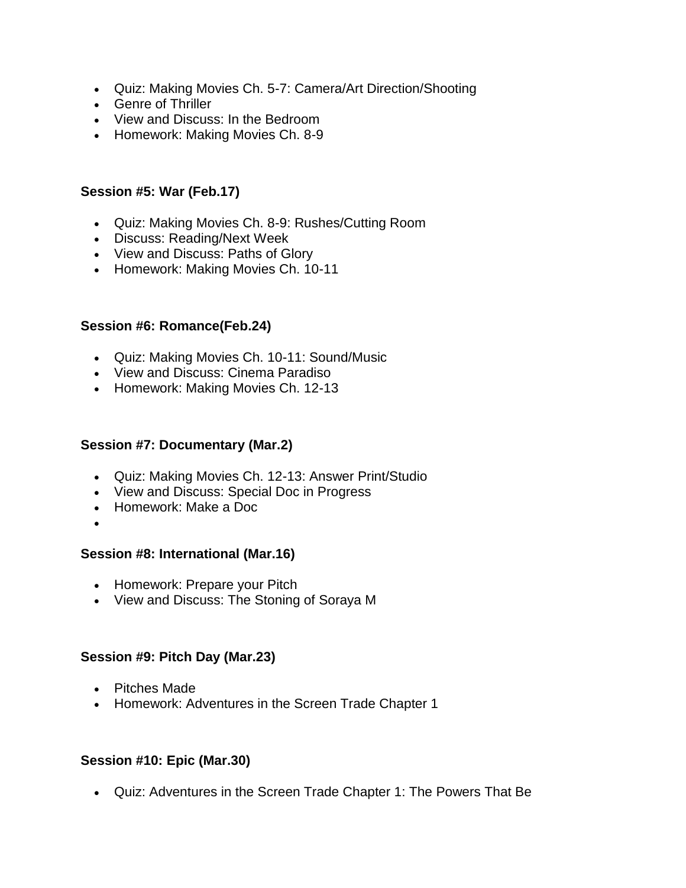- Quiz: Making Movies Ch. 5-7: Camera/Art Direction/Shooting
- Genre of Thriller
- View and Discuss: In the Bedroom
- Homework: Making Movies Ch. 8-9

**Session #5: War (Feb.17)**

- Quiz: Making Movies Ch. 8-9: Rushes/Cutting Room
- Discuss: Reading/Next Week
- View and Discuss: Paths of Glory
- Homework: Making Movies Ch. 10-11

**Session #6: Romance(Feb.24)**

- Quiz: Making Movies Ch. 10-11: Sound/Music
- View and Discuss: Cinema Paradiso
- Homework: Making Movies Ch. 12-13

**Session #7: Documentary (Mar.2)**

- Quiz: Making Movies Ch. 12-13: Answer Print/Studio
- View and Discuss: Special Doc in Progress
- Homework: Make a Doc

**Session #8: International (Mar.16)**

- Homework: Prepare your Pitch
- View and Discuss: The Stoning of Soraya M

**Session #9: Pitch Day (Mar.23)**

- Pitches Made
- Homework: Adventures in the Screen Trade Chapter 1

**Session #10: Epic (Mar.30)**

- Quiz: Adventures in the Screen Trade Chapter 1: The Powers That Be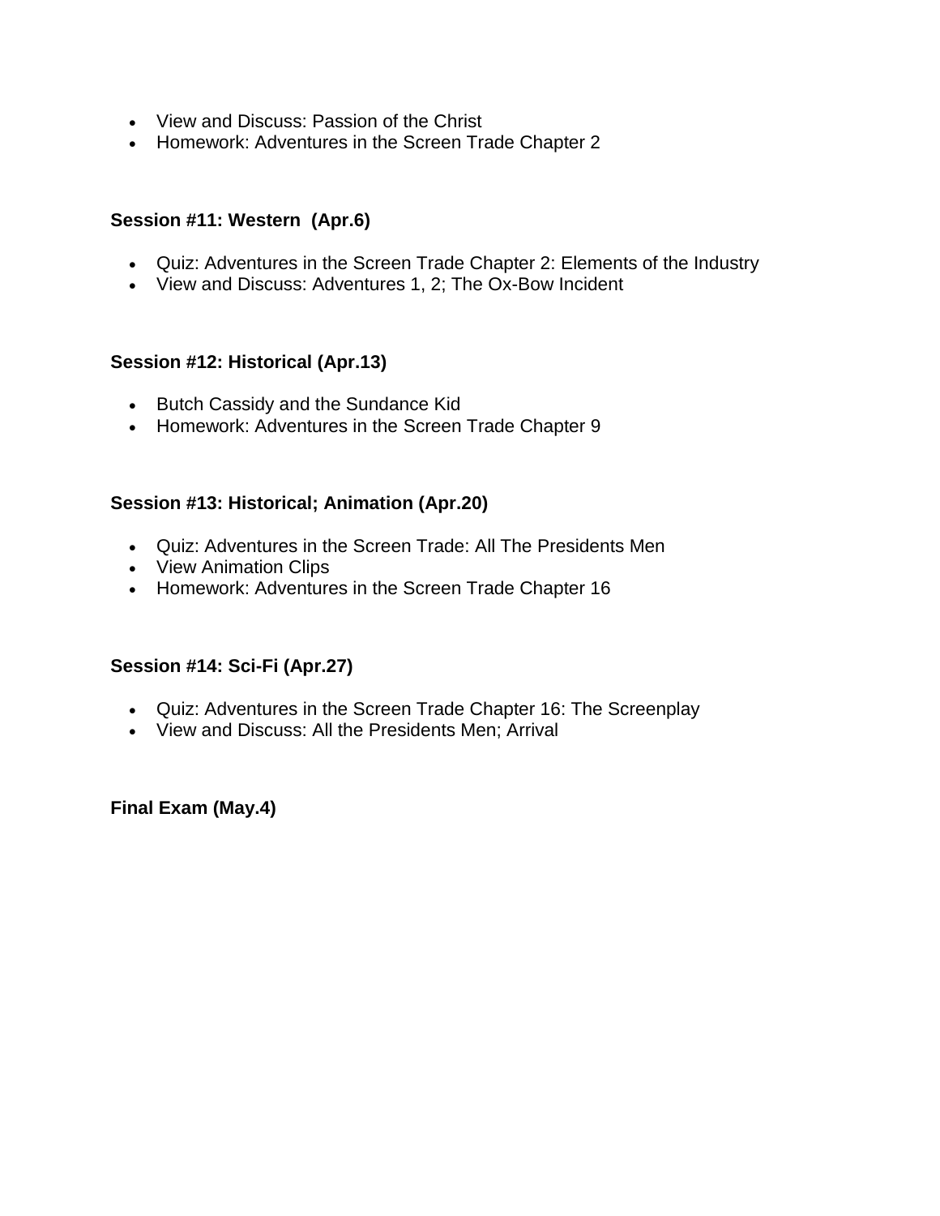- View and Discuss: Passion of the Christ
- Homework: Adventures in the Screen Trade Chapter 2

**Session #11: Western (Apr.6)**

- Quiz: Adventures in the Screen Trade Chapter 2: Elements of the Industry
- View and Discuss: Adventures 1, 2; The Ox-Bow Incident

**Session #12: Historical (Apr.13)**

- Butch Cassidy and the Sundance Kid
- Homework: Adventures in the Screen Trade Chapter 9

**Session #13: Historical; Animation (Apr.20)**

- Quiz: Adventures in the Screen Trade: All The Presidents Men
- View Animation Clips
- Homework: Adventures in the Screen Trade Chapter 16

**Session #14: Sci-Fi (Apr.27)**

- Quiz: Adventures in the Screen Trade Chapter 16: The Screenplay
- View and Discuss: All the Presidents Men; Arrival

**Final Exam (May.4)**